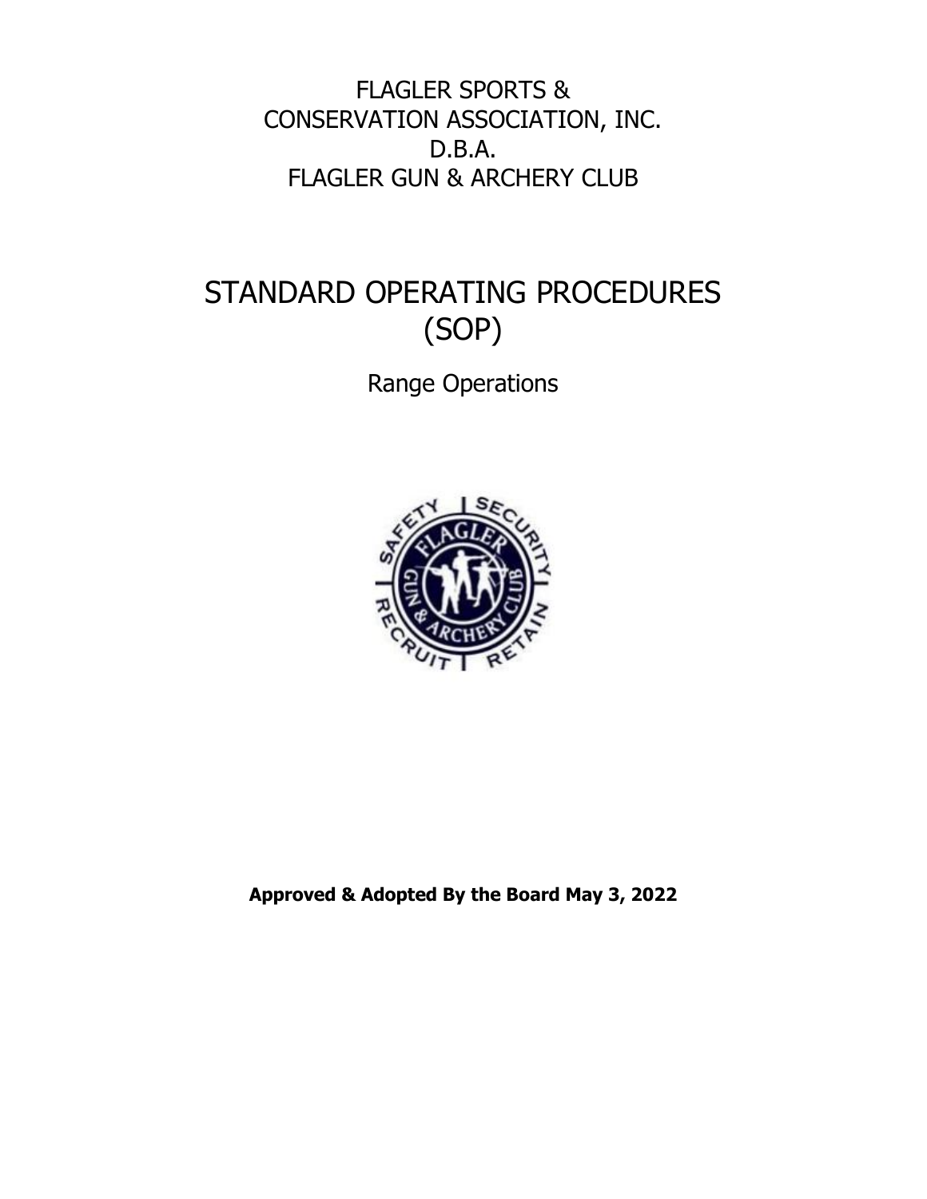FLAGLER SPORTS &
CONSERVATION ASSOCIATION, INC.
D.B.A.
FLAGLER GUN & ARCHERY CLUB

# STANDARD OPERATING PROCEDURES (SOP)

Range Operations

**Approved & Adopted By the Board May 3, 2022**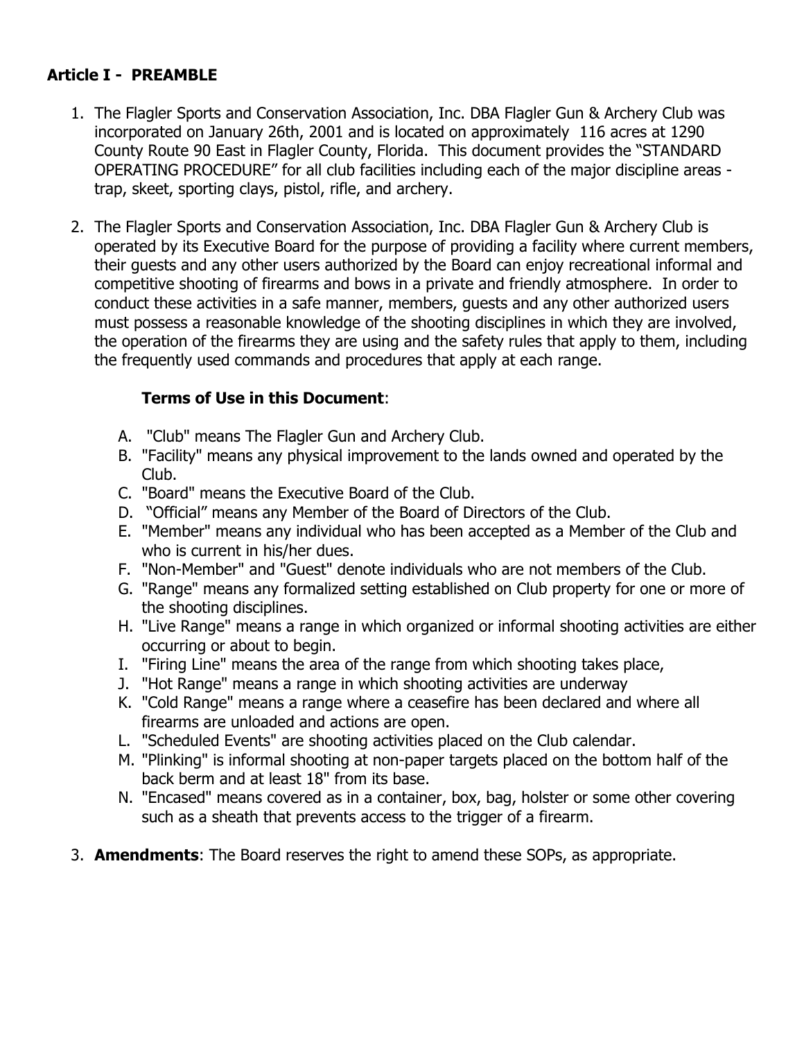## Article I - PREAMBLE

1. The Flagler Sports and Conservation Association, Inc. DBA Flagler Gun & Archery Club was incorporated on January 26th, 2001 and is located on approximately 116 acres at 1290 County Route 90 East in Flagler County, Florida. This document provides the "STANDARD OPERATING PROCEDURE" for all club facilities including each of the major discipline areas - trap, skeet, sporting clays, pistol, rifle, and archery.

2. The Flagler Sports and Conservation Association, Inc. DBA Flagler Gun & Archery Club is operated by its Executive Board for the purpose of providing a facility where current members, their guests and any other users authorized by the Board can enjoy recreational informal and competitive shooting of firearms and bows in a private and friendly atmosphere. In order to conduct these activities in a safe manner, members, guests and any other authorized users must possess a reasonable knowledge of the shooting disciplines in which they are involved, the operation of the firearms they are using and the safety rules that apply to them, including the frequently used commands and procedures that apply at each range.

   **Terms of Use in this Document**:

   A. "Club" means The Flagler Gun and Archery Club.
   B. "Facility" means any physical improvement to the lands owned and operated by the Club.
   C. "Board" means the Executive Board of the Club.
   D. "Official" means any Member of the Board of Directors of the Club.
   E. "Member" means any individual who has been accepted as a Member of the Club and who is current in his/her dues.
   F. "Non-Member" and "Guest" denote individuals who are not members of the Club.
   G. "Range" means any formalized setting established on Club property for one or more of the shooting disciplines.
   H. "Live Range" means a range in which organized or informal shooting activities are either occurring or about to begin.
   I. "Firing Line" means the area of the range from which shooting takes place,
   J. "Hot Range" means a range in which shooting activities are underway
   K. "Cold Range" means a range where a ceasefire has been declared and where all firearms are unloaded and actions are open.
   L. "Scheduled Events" are shooting activities placed on the Club calendar.
   M. "Plinking" is informal shooting at non-paper targets placed on the bottom half of the back berm and at least 18" from its base.
   N. "Encased" means covered as in a container, box, bag, holster or some other covering such as a sheath that prevents access to the trigger of a firearm.

3. **Amendments**: The Board reserves the right to amend these SOPs, as appropriate.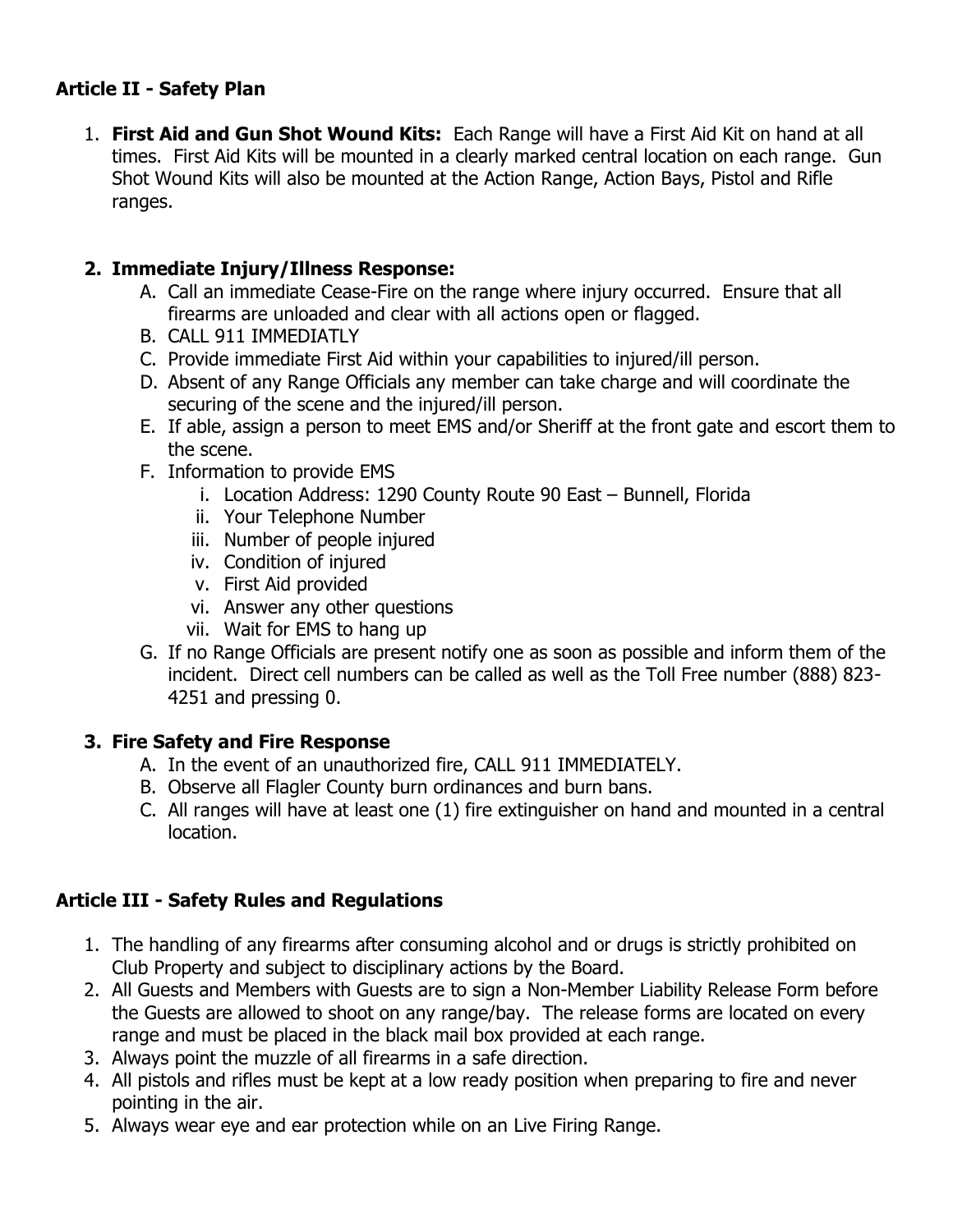## Article II - Safety Plan

1. **First Aid and Gun Shot Wound Kits:** Each Range will have a First Aid Kit on hand at all times. First Aid Kits will be mounted in a clearly marked central location on each range. Gun Shot Wound Kits will also be mounted at the Action Range, Action Bays, Pistol and Rifle ranges.

2. **Immediate Injury/Illness Response:**
   - A. Call an immediate Cease-Fire on the range where injury occurred. Ensure that all firearms are unloaded and clear with all actions open or flagged.
   - B. CALL 911 IMMEDIATLY
   - C. Provide immediate First Aid within your capabilities to injured/ill person.
   - D. Absent of any Range Officials any member can take charge and will coordinate the securing of the scene and the injured/ill person.
   - E. If able, assign a person to meet EMS and/or Sheriff at the front gate and escort them to the scene.
   - F. Information to provide EMS
     - i. Location Address: 1290 County Route 90 East – Bunnell, Florida
     - ii. Your Telephone Number
     - iii. Number of people injured
     - iv. Condition of injured
     - v. First Aid provided
     - vi. Answer any other questions
     - vii. Wait for EMS to hang up
   - G. If no Range Officials are present notify one as soon as possible and inform them of the incident. Direct cell numbers can be called as well as the Toll Free number (888) 823-4251 and pressing 0.

3. **Fire Safety and Fire Response**
   - A. In the event of an unauthorized fire, CALL 911 IMMEDIATELY.
   - B. Observe all Flagler County burn ordinances and burn bans.
   - C. All ranges will have at least one (1) fire extinguisher on hand and mounted in a central location.

## Article III - Safety Rules and Regulations

1. The handling of any firearms after consuming alcohol and or drugs is strictly prohibited on Club Property and subject to disciplinary actions by the Board.
2. All Guests and Members with Guests are to sign a Non-Member Liability Release Form before the Guests are allowed to shoot on any range/bay. The release forms are located on every range and must be placed in the black mail box provided at each range.
3. Always point the muzzle of all firearms in a safe direction.
4. All pistols and rifles must be kept at a low ready position when preparing to fire and never pointing in the air.
5. Always wear eye and ear protection while on an Live Firing Range.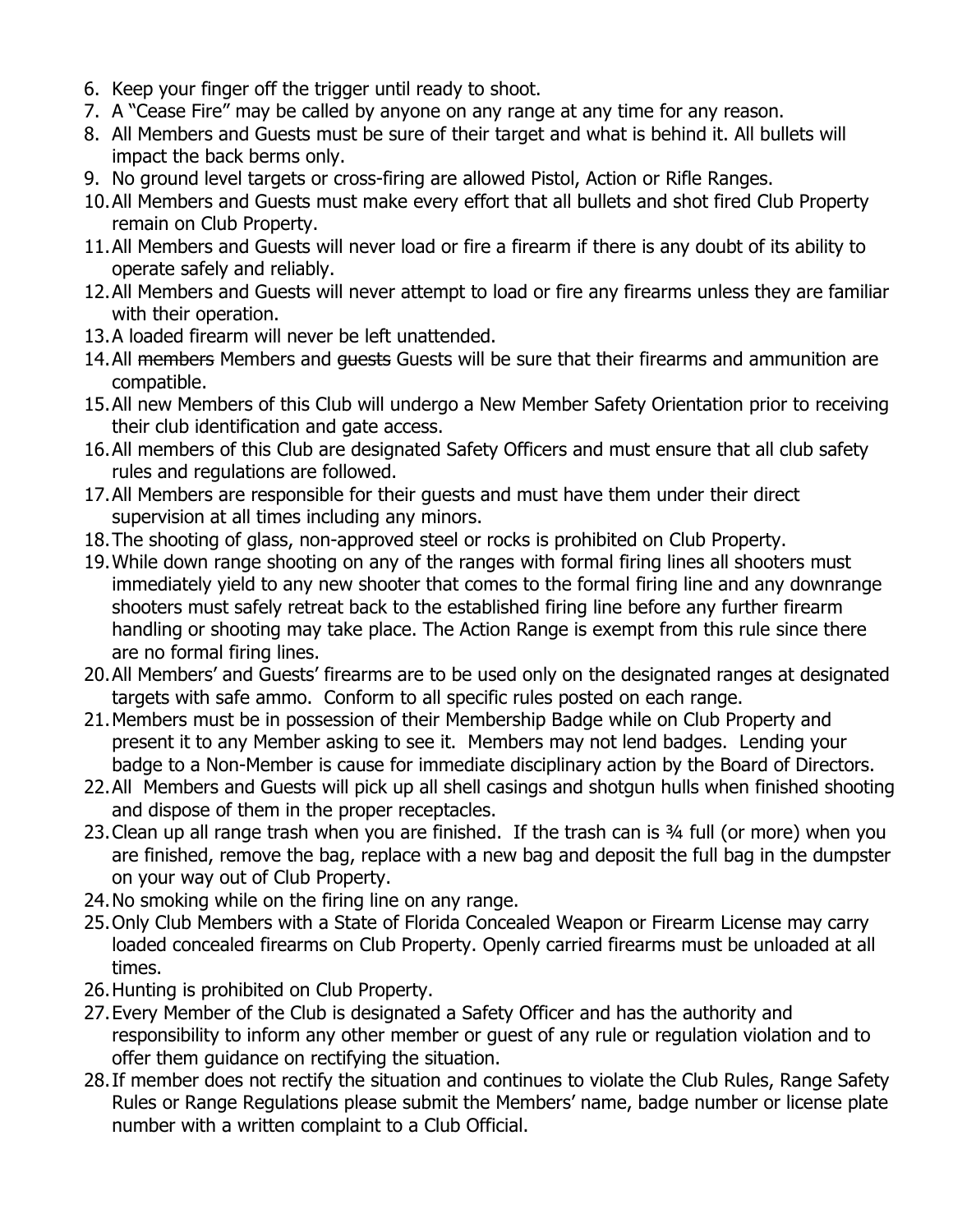6. Keep your finger off the trigger until ready to shoot.
7. A "Cease Fire" may be called by anyone on any range at any time for any reason.
8. All Members and Guests must be sure of their target and what is behind it. All bullets will impact the back berms only.
9. No ground level targets or cross-firing are allowed Pistol, Action or Rifle Ranges.
10. All Members and Guests must make every effort that all bullets and shot fired Club Property remain on Club Property.
11. All Members and Guests will never load or fire a firearm if there is any doubt of its ability to operate safely and reliably.
12. All Members and Guests will never attempt to load or fire any firearms unless they are familiar with their operation.
13. A loaded firearm will never be left unattended.
14. All ~~members~~ Members and ~~guests~~ Guests will be sure that their firearms and ammunition are compatible.
15. All new Members of this Club will undergo a New Member Safety Orientation prior to receiving their club identification and gate access.
16. All members of this Club are designated Safety Officers and must ensure that all club safety rules and regulations are followed.
17. All Members are responsible for their guests and must have them under their direct supervision at all times including any minors.
18. The shooting of glass, non-approved steel or rocks is prohibited on Club Property.
19. While down range shooting on any of the ranges with formal firing lines all shooters must immediately yield to any new shooter that comes to the formal firing line and any downrange shooters must safely retreat back to the established firing line before any further firearm handling or shooting may take place. The Action Range is exempt from this rule since there are no formal firing lines.
20. All Members' and Guests' firearms are to be used only on the designated ranges at designated targets with safe ammo. Conform to all specific rules posted on each range.
21. Members must be in possession of their Membership Badge while on Club Property and present it to any Member asking to see it. Members may not lend badges. Lending your badge to a Non-Member is cause for immediate disciplinary action by the Board of Directors.
22. All Members and Guests will pick up all shell casings and shotgun hulls when finished shooting and dispose of them in the proper receptacles.
23. Clean up all range trash when you are finished. If the trash can is ¾ full (or more) when you are finished, remove the bag, replace with a new bag and deposit the full bag in the dumpster on your way out of Club Property.
24. No smoking while on the firing line on any range.
25. Only Club Members with a State of Florida Concealed Weapon or Firearm License may carry loaded concealed firearms on Club Property. Openly carried firearms must be unloaded at all times.
26. Hunting is prohibited on Club Property.
27. Every Member of the Club is designated a Safety Officer and has the authority and responsibility to inform any other member or guest of any rule or regulation violation and to offer them guidance on rectifying the situation.
28. If member does not rectify the situation and continues to violate the Club Rules, Range Safety Rules or Range Regulations please submit the Members' name, badge number or license plate number with a written complaint to a Club Official.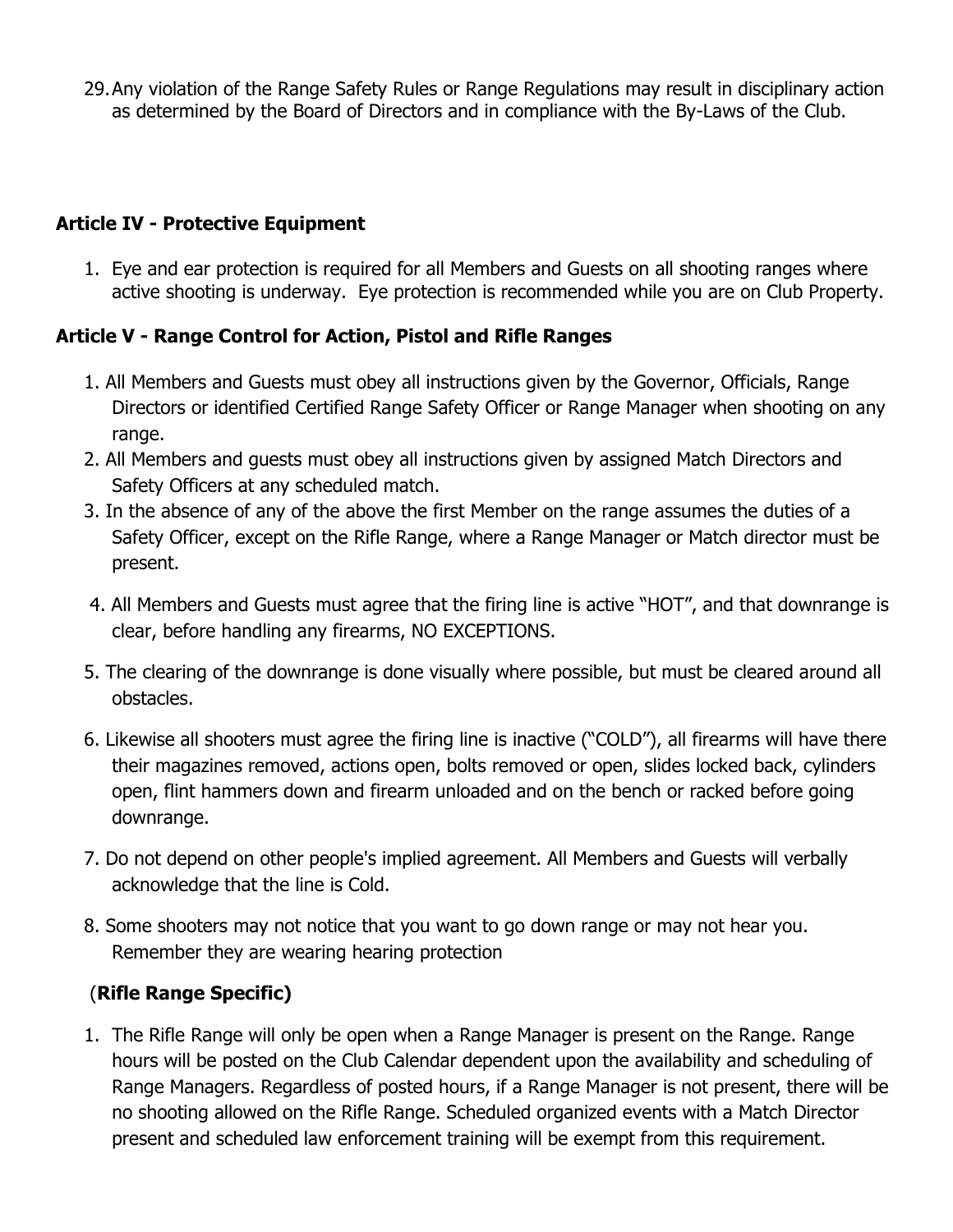29. Any violation of the Range Safety Rules or Range Regulations may result in disciplinary action as determined by the Board of Directors and in compliance with the By-Laws of the Club.

## Article IV - Protective Equipment

1. Eye and ear protection is required for all Members and Guests on all shooting ranges where active shooting is underway. Eye protection is recommended while you are on Club Property.

## Article V - Range Control for Action, Pistol and Rifle Ranges

1. All Members and Guests must obey all instructions given by the Governor, Officials, Range Directors or identified Certified Range Safety Officer or Range Manager when shooting on any range.
2. All Members and guests must obey all instructions given by assigned Match Directors and Safety Officers at any scheduled match.
3. In the absence of any of the above the first Member on the range assumes the duties of a Safety Officer, except on the Rifle Range, where a Range Manager or Match director must be present.
4. All Members and Guests must agree that the firing line is active "HOT", and that downrange is clear, before handling any firearms, NO EXCEPTIONS.
5. The clearing of the downrange is done visually where possible, but must be cleared around all obstacles.
6. Likewise all shooters must agree the firing line is inactive ("COLD"), all firearms will have there their magazines removed, actions open, bolts removed or open, slides locked back, cylinders open, flint hammers down and firearm unloaded and on the bench or racked before going downrange.
7. Do not depend on other people's implied agreement. All Members and Guests will verbally acknowledge that the line is Cold.
8. Some shooters may not notice that you want to go down range or may not hear you. Remember they are wearing hearing protection

### (**Rifle Range Specific)**

1. The Rifle Range will only be open when a Range Manager is present on the Range. Range hours will be posted on the Club Calendar dependent upon the availability and scheduling of Range Managers. Regardless of posted hours, if a Range Manager is not present, there will be no shooting allowed on the Rifle Range. Scheduled organized events with a Match Director present and scheduled law enforcement training will be exempt from this requirement.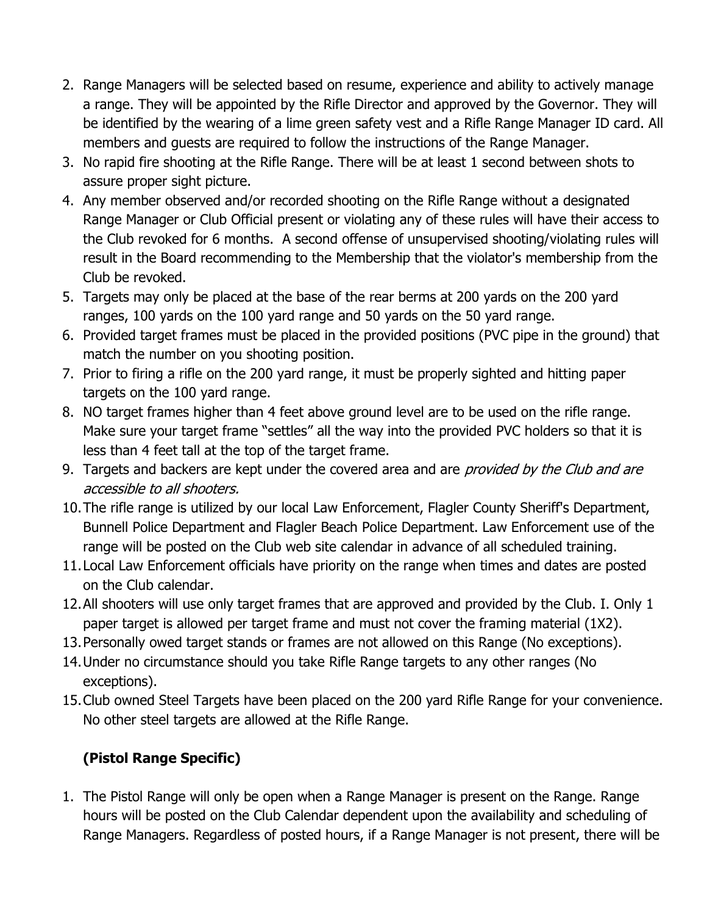2. Range Managers will be selected based on resume, experience and ability to actively manage a range. They will be appointed by the Rifle Director and approved by the Governor. They will be identified by the wearing of a lime green safety vest and a Rifle Range Manager ID card. All members and guests are required to follow the instructions of the Range Manager.
3. No rapid fire shooting at the Rifle Range. There will be at least 1 second between shots to assure proper sight picture.
4. Any member observed and/or recorded shooting on the Rifle Range without a designated Range Manager or Club Official present or violating any of these rules will have their access to the Club revoked for 6 months. A second offense of unsupervised shooting/violating rules will result in the Board recommending to the Membership that the violator's membership from the Club be revoked.
5. Targets may only be placed at the base of the rear berms at 200 yards on the 200 yard ranges, 100 yards on the 100 yard range and 50 yards on the 50 yard range.
6. Provided target frames must be placed in the provided positions (PVC pipe in the ground) that match the number on you shooting position.
7. Prior to firing a rifle on the 200 yard range, it must be properly sighted and hitting paper targets on the 100 yard range.
8. NO target frames higher than 4 feet above ground level are to be used on the rifle range. Make sure your target frame "settles" all the way into the provided PVC holders so that it is less than 4 feet tall at the top of the target frame.
9. Targets and backers are kept under the covered area and are *provided by the Club and are accessible to all shooters.*
10. The rifle range is utilized by our local Law Enforcement, Flagler County Sheriff's Department, Bunnell Police Department and Flagler Beach Police Department. Law Enforcement use of the range will be posted on the Club web site calendar in advance of all scheduled training.
11. Local Law Enforcement officials have priority on the range when times and dates are posted on the Club calendar.
12. All shooters will use only target frames that are approved and provided by the Club. I. Only 1 paper target is allowed per target frame and must not cover the framing material (1X2).
13. Personally owed target stands or frames are not allowed on this Range (No exceptions).
14. Under no circumstance should you take Rifle Range targets to any other ranges (No exceptions).
15. Club owned Steel Targets have been placed on the 200 yard Rifle Range for your convenience. No other steel targets are allowed at the Rifle Range.

**(Pistol Range Specific)**

1. The Pistol Range will only be open when a Range Manager is present on the Range. Range hours will be posted on the Club Calendar dependent upon the availability and scheduling of Range Managers. Regardless of posted hours, if a Range Manager is not present, there will be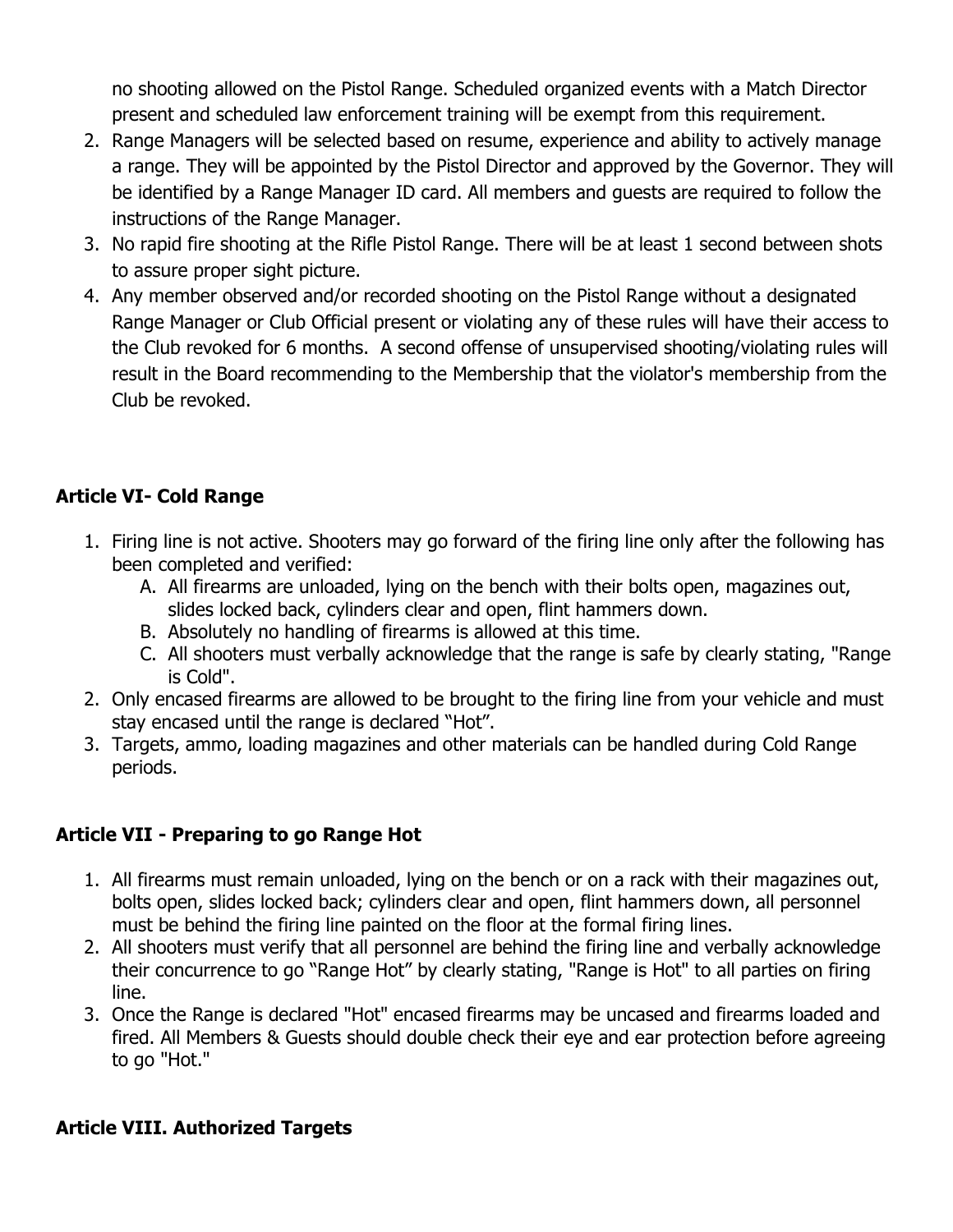no shooting allowed on the Pistol Range. Scheduled organized events with a Match Director present and scheduled law enforcement training will be exempt from this requirement.

2. Range Managers will be selected based on resume, experience and ability to actively manage a range. They will be appointed by the Pistol Director and approved by the Governor. They will be identified by a Range Manager ID card. All members and guests are required to follow the instructions of the Range Manager.
3. No rapid fire shooting at the Rifle Pistol Range. There will be at least 1 second between shots to assure proper sight picture.
4. Any member observed and/or recorded shooting on the Pistol Range without a designated Range Manager or Club Official present or violating any of these rules will have their access to the Club revoked for 6 months. A second offense of unsupervised shooting/violating rules will result in the Board recommending to the Membership that the violator's membership from the Club be revoked.

## Article VI- Cold Range

1. Firing line is not active. Shooters may go forward of the firing line only after the following has been completed and verified:
   A. All firearms are unloaded, lying on the bench with their bolts open, magazines out, slides locked back, cylinders clear and open, flint hammers down.
   B. Absolutely no handling of firearms is allowed at this time.
   C. All shooters must verbally acknowledge that the range is safe by clearly stating, "Range is Cold".
2. Only encased firearms are allowed to be brought to the firing line from your vehicle and must stay encased until the range is declared "Hot".
3. Targets, ammo, loading magazines and other materials can be handled during Cold Range periods.

## Article VII - Preparing to go Range Hot

1. All firearms must remain unloaded, lying on the bench or on a rack with their magazines out, bolts open, slides locked back; cylinders clear and open, flint hammers down, all personnel must be behind the firing line painted on the floor at the formal firing lines.
2. All shooters must verify that all personnel are behind the firing line and verbally acknowledge their concurrence to go "Range Hot" by clearly stating, "Range is Hot" to all parties on firing line.
3. Once the Range is declared "Hot" encased firearms may be uncased and firearms loaded and fired. All Members & Guests should double check their eye and ear protection before agreeing to go "Hot."

## Article VIII. Authorized Targets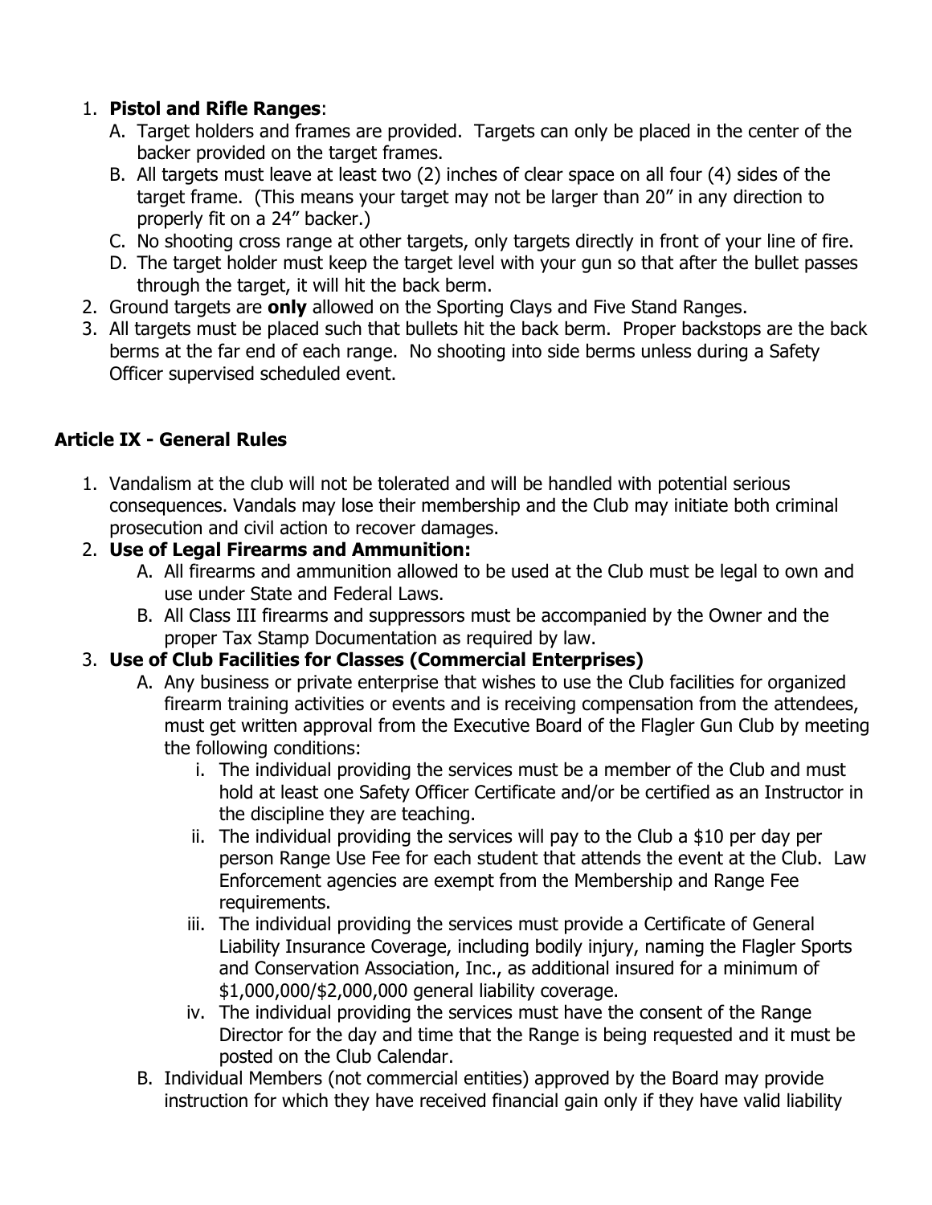1. **Pistol and Rifle Ranges**:
   A. Target holders and frames are provided. Targets can only be placed in the center of the backer provided on the target frames.
   B. All targets must leave at least two (2) inches of clear space on all four (4) sides of the target frame. (This means your target may not be larger than 20" in any direction to properly fit on a 24" backer.)
   C. No shooting cross range at other targets, only targets directly in front of your line of fire.
   D. The target holder must keep the target level with your gun so that after the bullet passes through the target, it will hit the back berm.
2. Ground targets are **only** allowed on the Sporting Clays and Five Stand Ranges.
3. All targets must be placed such that bullets hit the back berm. Proper backstops are the back berms at the far end of each range. No shooting into side berms unless during a Safety Officer supervised scheduled event.

### Article IX - General Rules

1. Vandalism at the club will not be tolerated and will be handled with potential serious consequences. Vandals may lose their membership and the Club may initiate both criminal prosecution and civil action to recover damages.
2. **Use of Legal Firearms and Ammunition:**
   A. All firearms and ammunition allowed to be used at the Club must be legal to own and use under State and Federal Laws.
   B. All Class III firearms and suppressors must be accompanied by the Owner and the proper Tax Stamp Documentation as required by law.
3. **Use of Club Facilities for Classes (Commercial Enterprises)**
   A. Any business or private enterprise that wishes to use the Club facilities for organized firearm training activities or events and is receiving compensation from the attendees, must get written approval from the Executive Board of the Flagler Gun Club by meeting the following conditions:
      i. The individual providing the services must be a member of the Club and must hold at least one Safety Officer Certificate and/or be certified as an Instructor in the discipline they are teaching.
      ii. The individual providing the services will pay to the Club a $10 per day per person Range Use Fee for each student that attends the event at the Club. Law Enforcement agencies are exempt from the Membership and Range Fee requirements.
      iii. The individual providing the services must provide a Certificate of General Liability Insurance Coverage, including bodily injury, naming the Flagler Sports and Conservation Association, Inc., as additional insured for a minimum of $1,000,000/$2,000,000 general liability coverage.
      iv. The individual providing the services must have the consent of the Range Director for the day and time that the Range is being requested and it must be posted on the Club Calendar.
   B. Individual Members (not commercial entities) approved by the Board may provide instruction for which they have received financial gain only if they have valid liability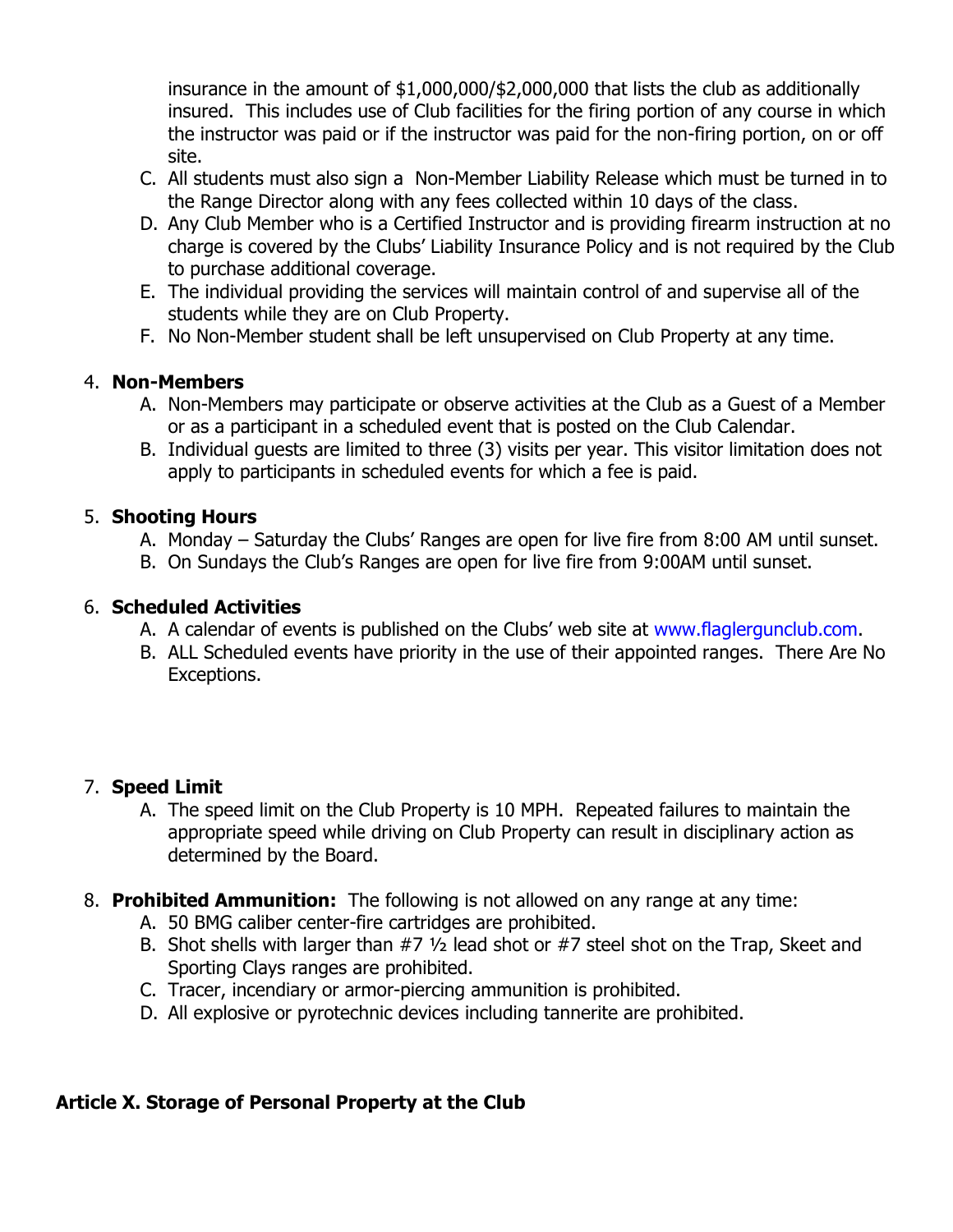insurance in the amount of $1,000,000/$2,000,000 that lists the club as additionally insured. This includes use of Club facilities for the firing portion of any course in which the instructor was paid or if the instructor was paid for the non-firing portion, on or off site.

C. All students must also sign a Non-Member Liability Release which must be turned in to the Range Director along with any fees collected within 10 days of the class.

D. Any Club Member who is a Certified Instructor and is providing firearm instruction at no charge is covered by the Clubs' Liability Insurance Policy and is not required by the Club to purchase additional coverage.

E. The individual providing the services will maintain control of and supervise all of the students while they are on Club Property.

F. No Non-Member student shall be left unsupervised on Club Property at any time.

4. **Non-Members**

   A. Non-Members may participate or observe activities at the Club as a Guest of a Member or as a participant in a scheduled event that is posted on the Club Calendar.

   B. Individual guests are limited to three (3) visits per year. This visitor limitation does not apply to participants in scheduled events for which a fee is paid.

5. **Shooting Hours**

   A. Monday – Saturday the Clubs' Ranges are open for live fire from 8:00 AM until sunset.

   B. On Sundays the Club's Ranges are open for live fire from 9:00AM until sunset.

6. **Scheduled Activities**

   A. A calendar of events is published on the Clubs' web site at www.flaglergunclub.com.

   B. ALL Scheduled events have priority in the use of their appointed ranges. There Are No Exceptions.

7. **Speed Limit**

   A. The speed limit on the Club Property is 10 MPH. Repeated failures to maintain the appropriate speed while driving on Club Property can result in disciplinary action as determined by the Board.

8. **Prohibited Ammunition:** The following is not allowed on any range at any time:

   A. 50 BMG caliber center-fire cartridges are prohibited.

   B. Shot shells with larger than #7 ½ lead shot or #7 steel shot on the Trap, Skeet and Sporting Clays ranges are prohibited.

   C. Tracer, incendiary or armor-piercing ammunition is prohibited.

   D. All explosive or pyrotechnic devices including tannerite are prohibited.

**Article X. Storage of Personal Property at the Club**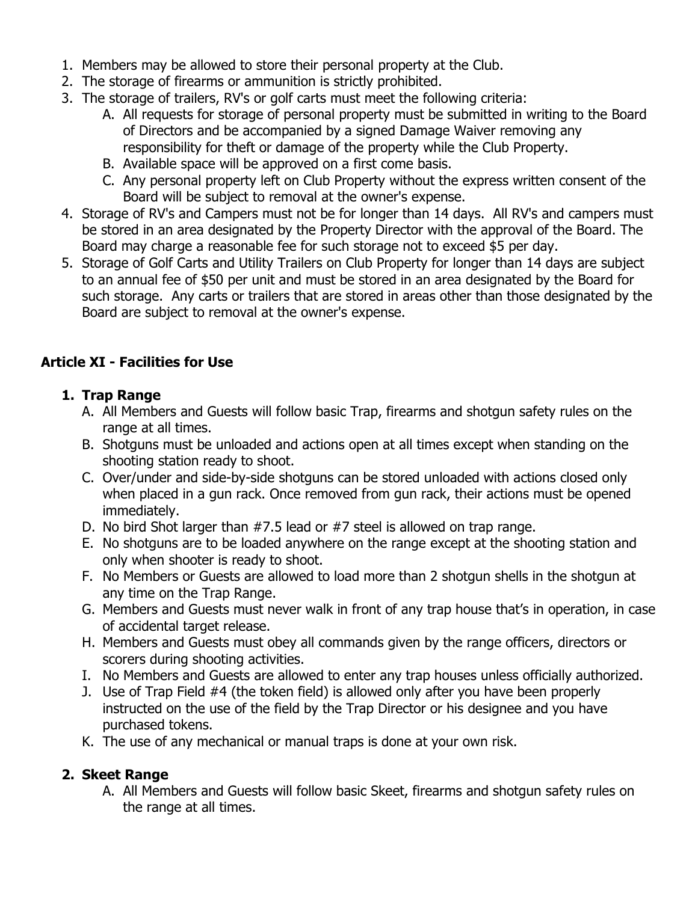1. Members may be allowed to store their personal property at the Club.
2. The storage of firearms or ammunition is strictly prohibited.
3. The storage of trailers, RV's or golf carts must meet the following criteria:
   A. All requests for storage of personal property must be submitted in writing to the Board of Directors and be accompanied by a signed Damage Waiver removing any responsibility for theft or damage of the property while the Club Property.
   B. Available space will be approved on a first come basis.
   C. Any personal property left on Club Property without the express written consent of the Board will be subject to removal at the owner's expense.
4. Storage of RV's and Campers must not be for longer than 14 days. All RV's and campers must be stored in an area designated by the Property Director with the approval of the Board. The Board may charge a reasonable fee for such storage not to exceed $5 per day.
5. Storage of Golf Carts and Utility Trailers on Club Property for longer than 14 days are subject to an annual fee of $50 per unit and must be stored in an area designated by the Board for such storage. Any carts or trailers that are stored in areas other than those designated by the Board are subject to removal at the owner's expense.

## Article XI - Facilities for Use

1. **Trap Range**
   A. All Members and Guests will follow basic Trap, firearms and shotgun safety rules on the range at all times.
   B. Shotguns must be unloaded and actions open at all times except when standing on the shooting station ready to shoot.
   C. Over/under and side-by-side shotguns can be stored unloaded with actions closed only when placed in a gun rack. Once removed from gun rack, their actions must be opened immediately.
   D. No bird Shot larger than #7.5 lead or #7 steel is allowed on trap range.
   E. No shotguns are to be loaded anywhere on the range except at the shooting station and only when shooter is ready to shoot.
   F. No Members or Guests are allowed to load more than 2 shotgun shells in the shotgun at any time on the Trap Range.
   G. Members and Guests must never walk in front of any trap house that's in operation, in case of accidental target release.
   H. Members and Guests must obey all commands given by the range officers, directors or scorers during shooting activities.
   I. No Members and Guests are allowed to enter any trap houses unless officially authorized.
   J. Use of Trap Field #4 (the token field) is allowed only after you have been properly instructed on the use of the field by the Trap Director or his designee and you have purchased tokens.
   K. The use of any mechanical or manual traps is done at your own risk.

2. **Skeet Range**
   A. All Members and Guests will follow basic Skeet, firearms and shotgun safety rules on the range at all times.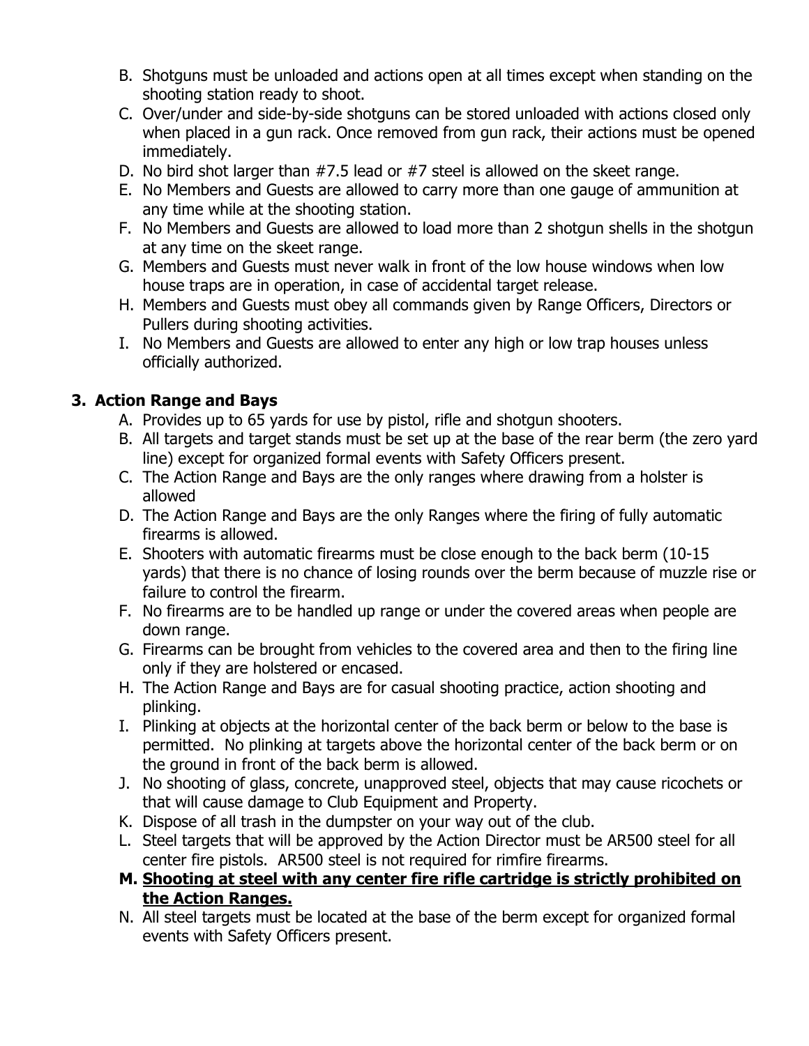B. Shotguns must be unloaded and actions open at all times except when standing on the shooting station ready to shoot.
C. Over/under and side-by-side shotguns can be stored unloaded with actions closed only when placed in a gun rack. Once removed from gun rack, their actions must be opened immediately.
D. No bird shot larger than #7.5 lead or #7 steel is allowed on the skeet range.
E. No Members and Guests are allowed to carry more than one gauge of ammunition at any time while at the shooting station.
F. No Members and Guests are allowed to load more than 2 shotgun shells in the shotgun at any time on the skeet range.
G. Members and Guests must never walk in front of the low house windows when low house traps are in operation, in case of accidental target release.
H. Members and Guests must obey all commands given by Range Officers, Directors or Pullers during shooting activities.
I. No Members and Guests are allowed to enter any high or low trap houses unless officially authorized.

### 3. Action Range and Bays

A. Provides up to 65 yards for use by pistol, rifle and shotgun shooters.
B. All targets and target stands must be set up at the base of the rear berm (the zero yard line) except for organized formal events with Safety Officers present.
C. The Action Range and Bays are the only ranges where drawing from a holster is allowed
D. The Action Range and Bays are the only Ranges where the firing of fully automatic firearms is allowed.
E. Shooters with automatic firearms must be close enough to the back berm (10-15 yards) that there is no chance of losing rounds over the berm because of muzzle rise or failure to control the firearm.
F. No firearms are to be handled up range or under the covered areas when people are down range.
G. Firearms can be brought from vehicles to the covered area and then to the firing line only if they are holstered or encased.
H. The Action Range and Bays are for casual shooting practice, action shooting and plinking.
I. Plinking at objects at the horizontal center of the back berm or below to the base is permitted. No plinking at targets above the horizontal center of the back berm or on the ground in front of the back berm is allowed.
J. No shooting of glass, concrete, unapproved steel, objects that may cause ricochets or that will cause damage to Club Equipment and Property.
K. Dispose of all trash in the dumpster on your way out of the club.
L. Steel targets that will be approved by the Action Director must be AR500 steel for all center fire pistols. AR500 steel is not required for rimfire firearms.
**M. <u>Shooting at steel with any center fire rifle cartridge is strictly prohibited on the Action Ranges.</u>**
N. All steel targets must be located at the base of the berm except for organized formal events with Safety Officers present.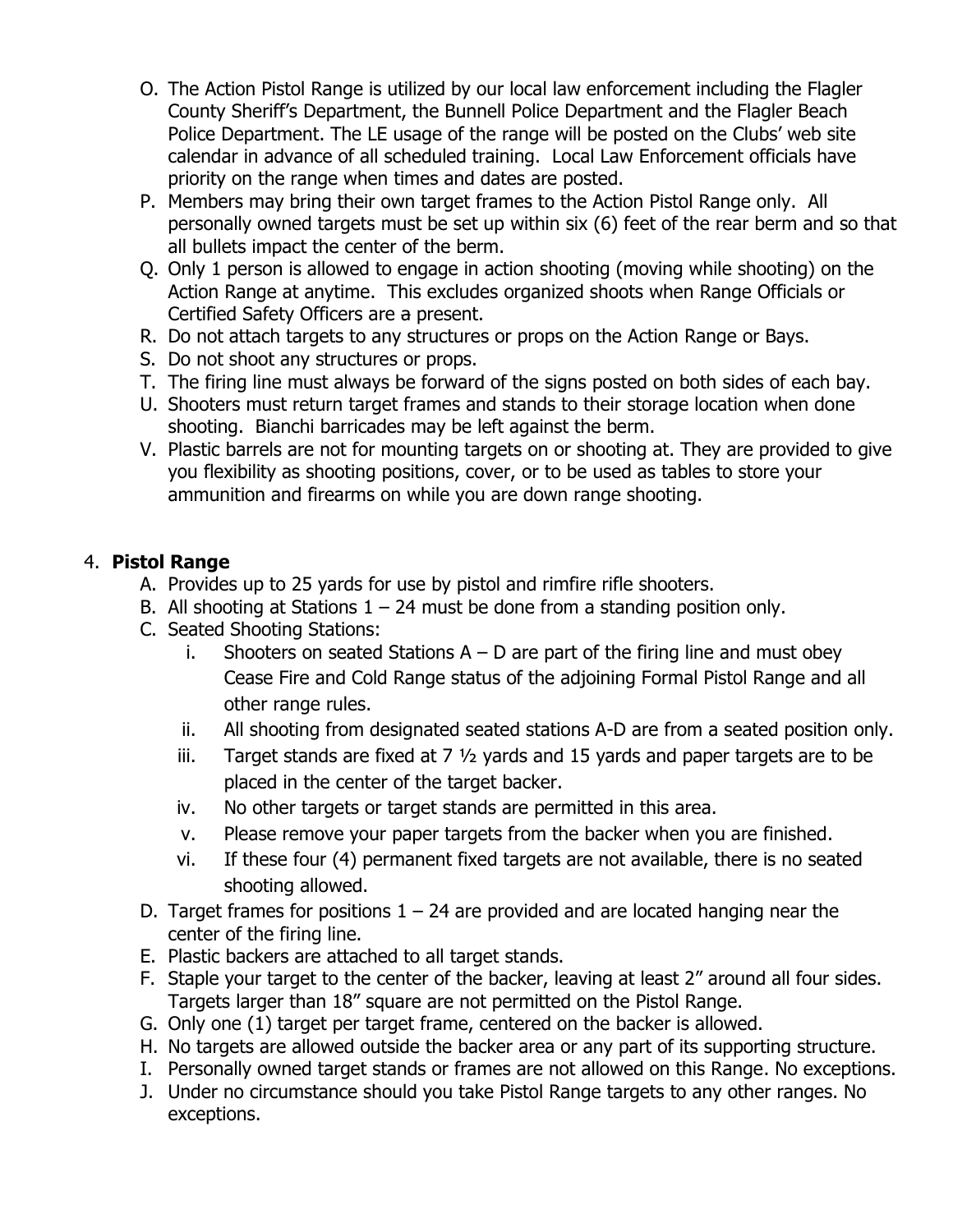O. The Action Pistol Range is utilized by our local law enforcement including the Flagler County Sheriff's Department, the Bunnell Police Department and the Flagler Beach Police Department. The LE usage of the range will be posted on the Clubs' web site calendar in advance of all scheduled training. Local Law Enforcement officials have priority on the range when times and dates are posted.

P. Members may bring their own target frames to the Action Pistol Range only. All personally owned targets must be set up within six (6) feet of the rear berm and so that all bullets impact the center of the berm.

Q. Only 1 person is allowed to engage in action shooting (moving while shooting) on the Action Range at anytime. This excludes organized shoots when Range Officials or Certified Safety Officers are a present.

R. Do not attach targets to any structures or props on the Action Range or Bays.

S. Do not shoot any structures or props.

T. The firing line must always be forward of the signs posted on both sides of each bay.

U. Shooters must return target frames and stands to their storage location when done shooting. Bianchi barricades may be left against the berm.

V. Plastic barrels are not for mounting targets on or shooting at. They are provided to give you flexibility as shooting positions, cover, or to be used as tables to store your ammunition and firearms on while you are down range shooting.

4. **Pistol Range**

A. Provides up to 25 yards for use by pistol and rimfire rifle shooters.

B. All shooting at Stations 1 – 24 must be done from a standing position only.

C. Seated Shooting Stations:

   i. Shooters on seated Stations A – D are part of the firing line and must obey Cease Fire and Cold Range status of the adjoining Formal Pistol Range and all other range rules.

   ii. All shooting from designated seated stations A-D are from a seated position only.

   iii. Target stands are fixed at 7 ½ yards and 15 yards and paper targets are to be placed in the center of the target backer.

   iv. No other targets or target stands are permitted in this area.

   v. Please remove your paper targets from the backer when you are finished.

   vi. If these four (4) permanent fixed targets are not available, there is no seated shooting allowed.

D. Target frames for positions 1 – 24 are provided and are located hanging near the center of the firing line.

E. Plastic backers are attached to all target stands.

F. Staple your target to the center of the backer, leaving at least 2" around all four sides. Targets larger than 18" square are not permitted on the Pistol Range.

G. Only one (1) target per target frame, centered on the backer is allowed.

H. No targets are allowed outside the backer area or any part of its supporting structure.

I. Personally owned target stands or frames are not allowed on this Range. No exceptions.

J. Under no circumstance should you take Pistol Range targets to any other ranges. No exceptions.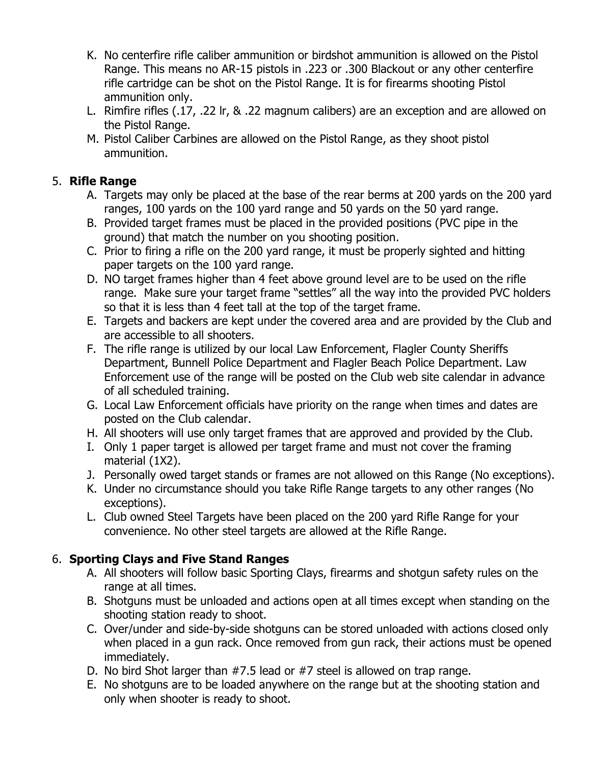K. No centerfire rifle caliber ammunition or birdshot ammunition is allowed on the Pistol Range. This means no AR-15 pistols in .223 or .300 Blackout or any other centerfire rifle cartridge can be shot on the Pistol Range. It is for firearms shooting Pistol ammunition only.
L. Rimfire rifles (.17, .22 lr, & .22 magnum calibers) are an exception and are allowed on the Pistol Range.
M. Pistol Caliber Carbines are allowed on the Pistol Range, as they shoot pistol ammunition.

5. **Rifle Range**
   A. Targets may only be placed at the base of the rear berms at 200 yards on the 200 yard ranges, 100 yards on the 100 yard range and 50 yards on the 50 yard range.
   B. Provided target frames must be placed in the provided positions (PVC pipe in the ground) that match the number on you shooting position.
   C. Prior to firing a rifle on the 200 yard range, it must be properly sighted and hitting paper targets on the 100 yard range.
   D. NO target frames higher than 4 feet above ground level are to be used on the rifle range. Make sure your target frame "settles" all the way into the provided PVC holders so that it is less than 4 feet tall at the top of the target frame.
   E. Targets and backers are kept under the covered area and are provided by the Club and are accessible to all shooters.
   F. The rifle range is utilized by our local Law Enforcement, Flagler County Sheriffs Department, Bunnell Police Department and Flagler Beach Police Department. Law Enforcement use of the range will be posted on the Club web site calendar in advance of all scheduled training.
   G. Local Law Enforcement officials have priority on the range when times and dates are posted on the Club calendar.
   H. All shooters will use only target frames that are approved and provided by the Club.
   I. Only 1 paper target is allowed per target frame and must not cover the framing material (1X2).
   J. Personally owed target stands or frames are not allowed on this Range (No exceptions).
   K. Under no circumstance should you take Rifle Range targets to any other ranges (No exceptions).
   L. Club owned Steel Targets have been placed on the 200 yard Rifle Range for your convenience. No other steel targets are allowed at the Rifle Range.

6. **Sporting Clays and Five Stand Ranges**
   A. All shooters will follow basic Sporting Clays, firearms and shotgun safety rules on the range at all times.
   B. Shotguns must be unloaded and actions open at all times except when standing on the shooting station ready to shoot.
   C. Over/under and side-by-side shotguns can be stored unloaded with actions closed only when placed in a gun rack. Once removed from gun rack, their actions must be opened immediately.
   D. No bird Shot larger than #7.5 lead or #7 steel is allowed on trap range.
   E. No shotguns are to be loaded anywhere on the range but at the shooting station and only when shooter is ready to shoot.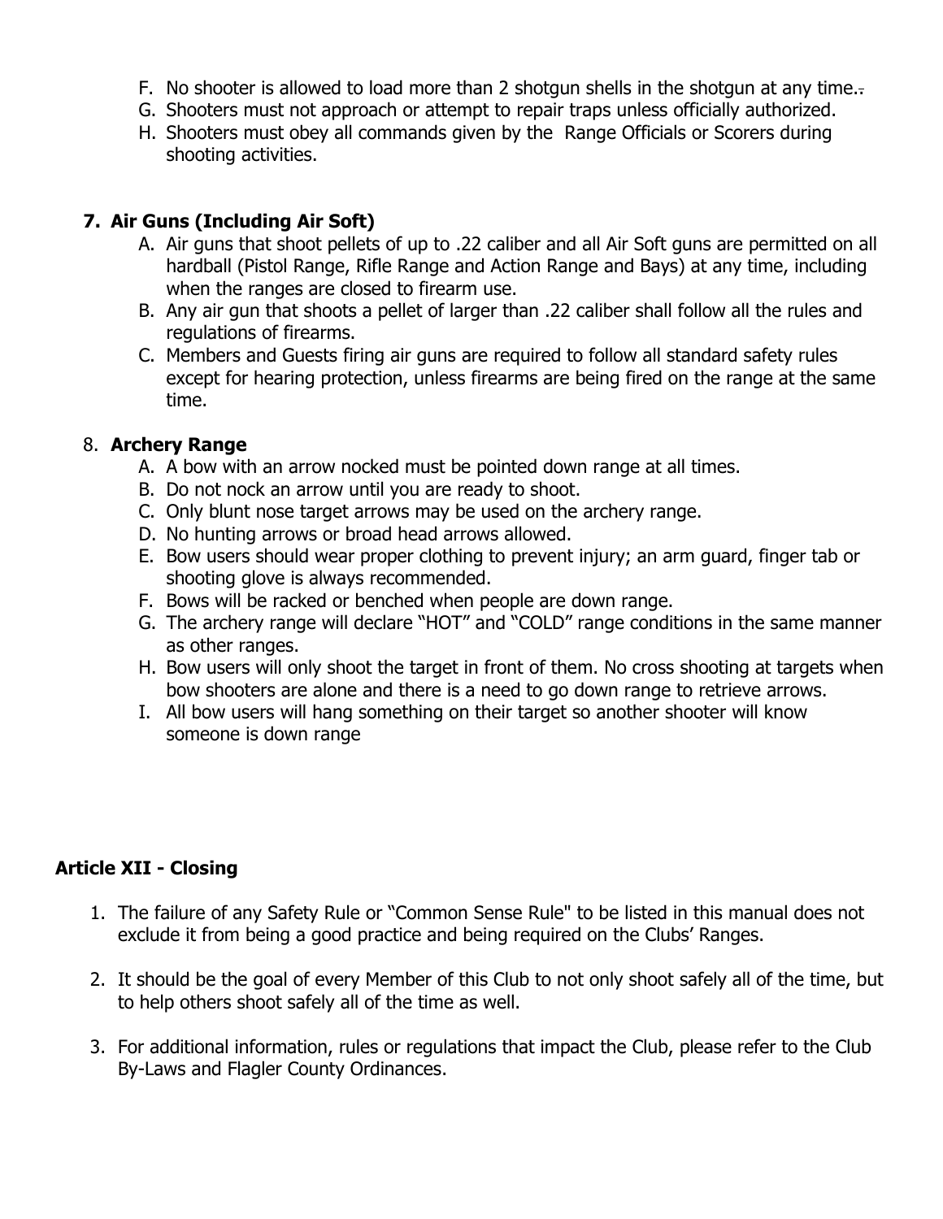F. No shooter is allowed to load more than 2 shotgun shells in the shotgun at any time..
G. Shooters must not approach or attempt to repair traps unless officially authorized.
H. Shooters must obey all commands given by the Range Officials or Scorers during shooting activities.

**7. Air Guns (Including Air Soft)**

A. Air guns that shoot pellets of up to .22 caliber and all Air Soft guns are permitted on all hardball (Pistol Range, Rifle Range and Action Range and Bays) at any time, including when the ranges are closed to firearm use.
B. Any air gun that shoots a pellet of larger than .22 caliber shall follow all the rules and regulations of firearms.
C. Members and Guests firing air guns are required to follow all standard safety rules except for hearing protection, unless firearms are being fired on the range at the same time.

8. **Archery Range**

A. A bow with an arrow nocked must be pointed down range at all times.
B. Do not nock an arrow until you are ready to shoot.
C. Only blunt nose target arrows may be used on the archery range.
D. No hunting arrows or broad head arrows allowed.
E. Bow users should wear proper clothing to prevent injury; an arm guard, finger tab or shooting glove is always recommended.
F. Bows will be racked or benched when people are down range.
G. The archery range will declare "HOT" and "COLD" range conditions in the same manner as other ranges.
H. Bow users will only shoot the target in front of them. No cross shooting at targets when bow shooters are alone and there is a need to go down range to retrieve arrows.
I. All bow users will hang something on their target so another shooter will know someone is down range

## Article XII - Closing

1. The failure of any Safety Rule or "Common Sense Rule" to be listed in this manual does not exclude it from being a good practice and being required on the Clubs' Ranges.

2. It should be the goal of every Member of this Club to not only shoot safely all of the time, but to help others shoot safely all of the time as well.

3. For additional information, rules or regulations that impact the Club, please refer to the Club By-Laws and Flagler County Ordinances.